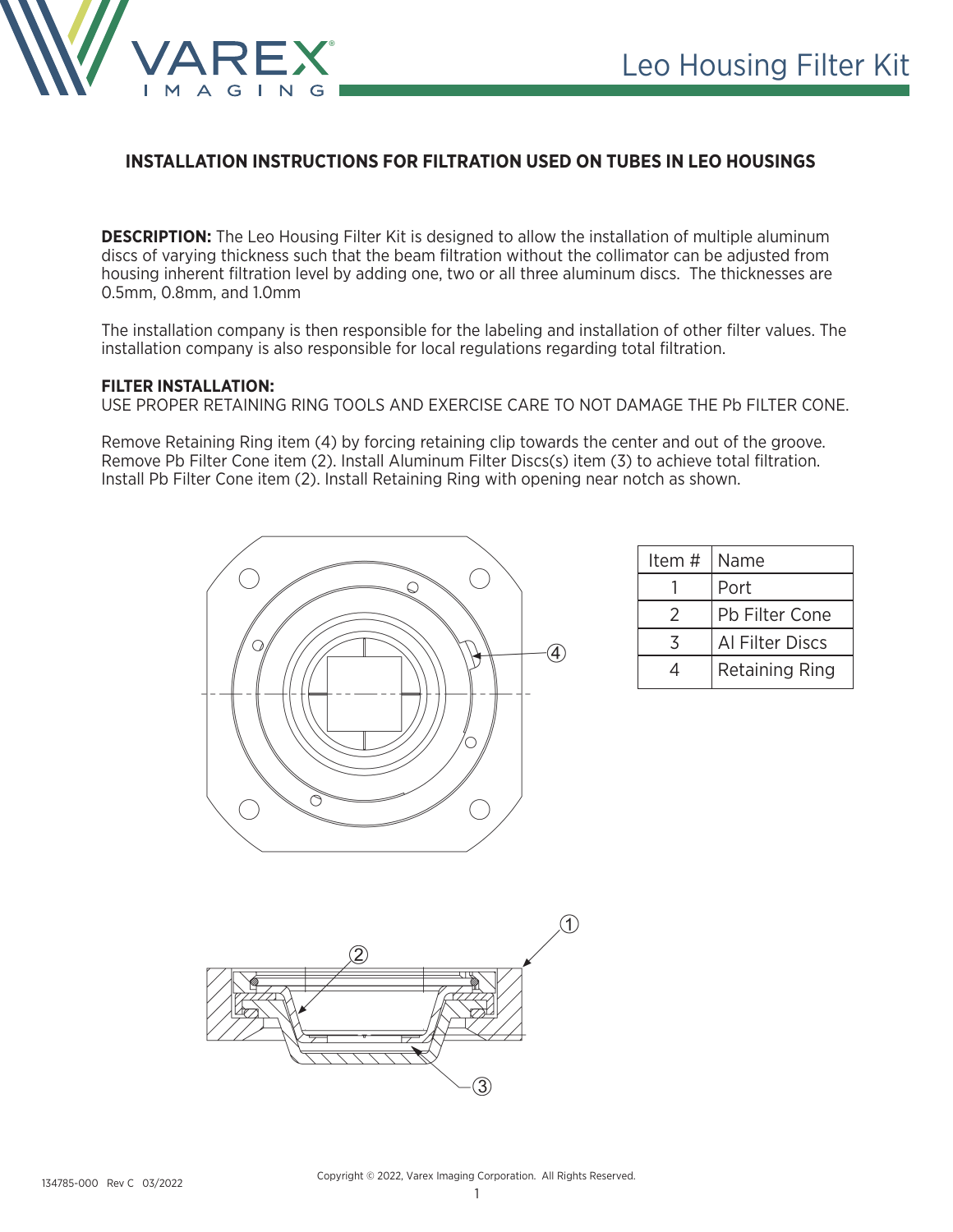# Leo Housing Filter Kit

## INSTALLATION INSTRUCTIONS FOR FILTRATION USED ON TUBES IN LEO HOUSINGS

**DESCRIPTION:** The Leo Housing Filter Kit is designed to allow the installation of multiple aluminum discs of varying thickness such that the beam filtration without the collimator can be adjusted from housing inherent filtration level by adding one, two or all three aluminum discs. The thicknesses are 0.5mm, 0.8mm, and 1.0mm

The installation company is then responsible for the labeling and installation of other filter values. The installation company is also responsible for local regulations regarding total filtration.

**FILTER INSTALLATION:**
USE PROPER RETAINING RING TOOLS AND EXERCISE CARE TO NOT DAMAGE THE Pb FILTER CONE.

Remove Retaining Ring item (4) by forcing retaining clip towards the center and out of the groove. Remove Pb Filter Cone item (2). Install Aluminum Filter Discs(s) item (3) to achieve total filtration. Install Pb Filter Cone item (2). Install Retaining Ring with opening near notch as shown.

| Item # | Name |
|---|---|
| 1 | Port |
| 2 | Pb Filter Cone |
| 3 | Al Filter Discs |
| 4 | Retaining Ring |

134785-000 Rev C 03/2022

Copyright © 2022, Varex Imaging Corporation. All Rights Reserved.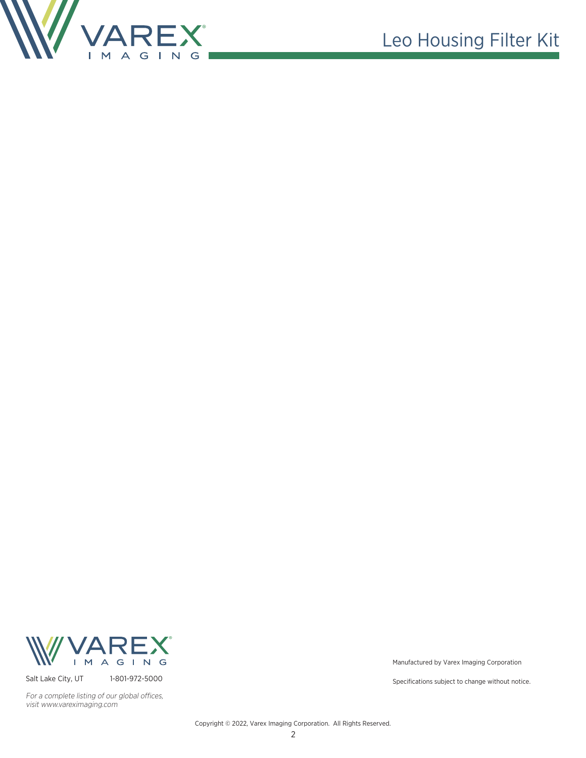Salt Lake City, UT 1-801-972-5000

*For a complete listing of our global offices, visit www.vareximaging.com*

Manufactured by Varex Imaging Corporation

Specifications subject to change without notice.

Copyright © 2022, Varex Imaging Corporation. All Rights Reserved.